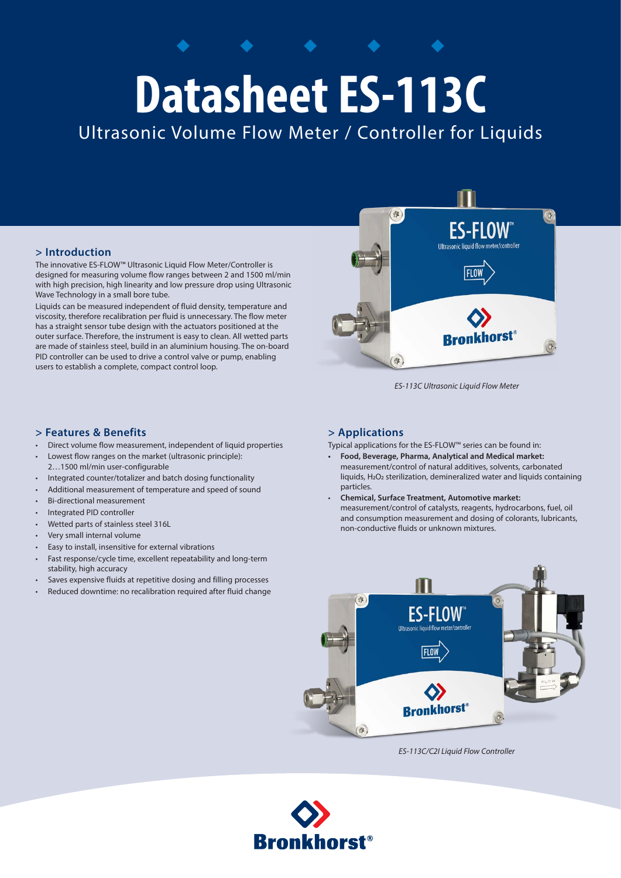# Datasheet ES-113C

Ultrasonic Volume Flow Meter / Controller for Liquids

## > Introduction

The innovative ES-FLOW™ Ultrasonic Liquid Flow Meter/Controller is designed for measuring volume flow ranges between 2 and 1500 ml/min with high precision, high linearity and low pressure drop using Ultrasonic Wave Technology in a small bore tube.

Liquids can be measured independent of fluid density, temperature and viscosity, therefore recalibration per fluid is unnecessary. The flow meter has a straight sensor tube design with the actuators positioned at the outer surface. Therefore, the instrument is easy to clean. All wetted parts are made of stainless steel, build in an aluminium housing. The on-board PID controller can be used to drive a control valve or pump, enabling users to establish a complete, compact control loop.

*ES-113C Ultrasonic Liquid Flow Meter*

## > Features & Benefits

- Direct volume flow measurement, independent of liquid properties
- Lowest flow ranges on the market (ultrasonic principle): 2…1500 ml/min user-configurable
- Integrated counter/totalizer and batch dosing functionality
- Additional measurement of temperature and speed of sound
- Bi-directional measurement
- Integrated PID controller
- Wetted parts of stainless steel 316L
- Very small internal volume
- Easy to install, insensitive for external vibrations
- Fast response/cycle time, excellent repeatability and long-term stability, high accuracy
- Saves expensive fluids at repetitive dosing and filling processes
- Reduced downtime: no recalibration required after fluid change

## > Applications

Typical applications for the ES-FLOW™ series can be found in:

- **Food, Beverage, Pharma, Analytical and Medical market:** measurement/control of natural additives, solvents, carbonated liquids, $H_2O_2$ sterilization, demineralized water and liquids containing particles.
- **Chemical, Surface Treatment, Automotive market:** measurement/control of catalysts, reagents, hydrocarbons, fuel, oil and consumption measurement and dosing of colorants, lubricants, non-conductive fluids or unknown mixtures.

*ES-113C/C2I Liquid Flow Controller*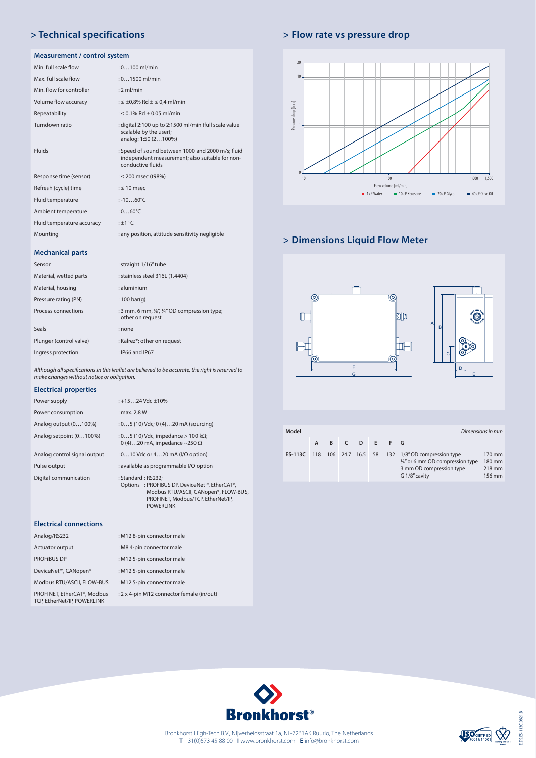## > Technical specifications

### Measurement / control system

| | |
|---|---|
| Min. full scale flow | : 0…100 ml/min |
| Max. full scale flow | : 0…1500 ml/min |
| Min. flow for controller | : 2 ml/min |
| Volume flow accuracy | : ≤ ±0,8% Rd ± ≤ 0,4 ml/min |
| Repeatability | : ≤ 0.1% Rd ± 0.05 ml/min |
| Turndown ratio | : digital 2:100 up to 2:1500 ml/min (full scale value scalable by the user); analog: 1:50 (2…100%) |
| Fluids | : Speed of sound between 1000 and 2000 m/s; fluid independent measurement; also suitable for non-conductive fluids |
| Response time (sensor) | : ≤ 200 msec (t98%) |
| Refresh (cycle) time | : ≤ 10 msec |
| Fluid temperature | : -10…60°C |
| Ambient temperature | : 0…60°C |
| Fluid temperature accuracy | : ±1 °C |
| Mounting | : any position, attitude sensitivity negligible |

### Mechanical parts

| | |
|---|---|
| Sensor | : straight 1/16" tube |
| Material, wetted parts | : stainless steel 316L (1.4404) |
| Material, housing | : aluminium |
| Pressure rating (PN) | : 100 bar(g) |
| Process connections | : 3 mm, 6 mm, ⅛", ¼" OD compression type; other on request |
| Seals | : none |
| Plunger (control valve) | : Kalrez®; other on request |
| Ingress protection | : IP66 and IP67 |

*Although all specifications in this leaflet are believed to be accurate, the right is reserved to make changes without notice or obligation.*

### Electrical properties

| | |
|---|---|
| Power supply | : +15…24 Vdc ±10% |
| Power consumption | : max. 2,8 W |
| Analog output (0…100%) | : 0…5 (10) Vdc; 0 (4)…20 mA (sourcing) |
| Analog setpoint (0…100%) | : 0…5 (10) Vdc, impedance > 100 kΩ; 0 (4)…20 mA, impedance ~250 Ω |
| Analog control signal output | : 0…10 Vdc or 4…20 mA (I/O option) |
| Pulse output | : available as programmable I/O option |
| Digital communication | : Standard : RS232; Options : PROFIBUS DP, DeviceNet™, EtherCAT®, Modbus RTU/ASCII, CANopen®, FLOW-BUS, PROFINET, Modbus/TCP, EtherNet/IP, POWERLINK |

### Electrical connections

| | |
|---|---|
| Analog/RS232 | : M12 8-pin connector male |
| Actuator output | : M8 4-pin connector male |
| PROFIBUS DP | : M12 5-pin connector male |
| DeviceNet™, CANopen® | : M12 5-pin connector male |
| Modbus RTU/ASCII, FLOW-BUS | : M12 5-pin connector male |
| PROFINET, EtherCAT®, Modbus TCP, EtherNet/IP, POWERLINK | : 2 x 4-pin M12 connector female (in/out) |

## > Flow rate vs pressure drop

Pressure drop [bard]
20
10
1
0
10
100
1,000
1,500
Flow volume [ml/min]
1 cP Water
10 cP Kerosene
20 cP Glycol
40 cP Olive Oil

## > Dimensions Liquid Flow Meter

A
B
C
D
E
F
G

| Model | | | | | | | | *Dimensions in mm* |
|---|---|---|---|---|---|---|---|---|
| | A | B | C | D | E | F | G | |
| ES-113C | 118 | 106 | 24.7 | 16.5 | 58 | 132 | 1/8" OD compression type | 170 mm |
| | | | | | | | ¼" or 6 mm OD compression type | 180 mm |
| | | | | | | | 3 mm OD compression type | 218 mm |
| | | | | | | | G 1/8" cavity | 156 mm |

Bronkhorst®

Bronkhorst High-Tech B.V., Nijverheidsstraat 1a, NL-7261AK Ruurlo, The Netherlands
**T** +31(0)573 45 88 00 **I** www.bronkhorst.com **E** info@bronkhorst.com